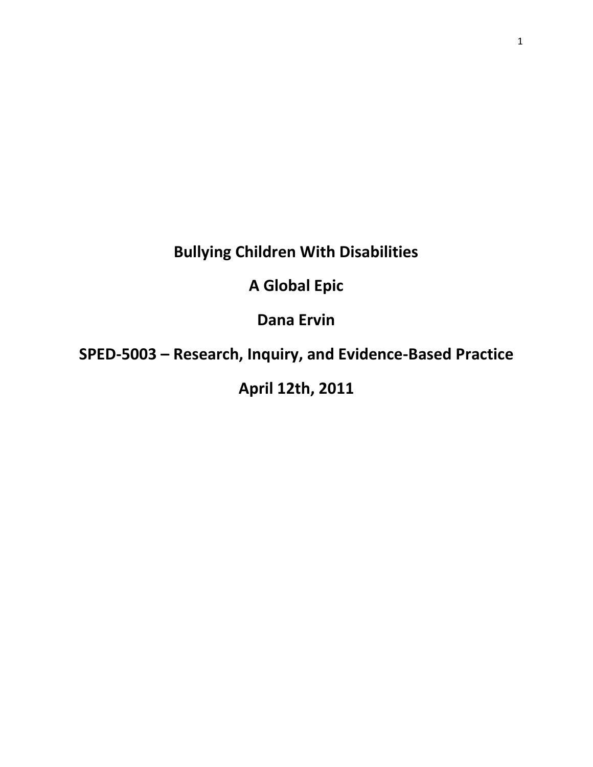# Bullying Children With Disabilities

## A Global Epic

**Dana Ervin**

**SPED-5003 – Research, Inquiry, and Evidence-Based Practice**

**April 12th, 2011**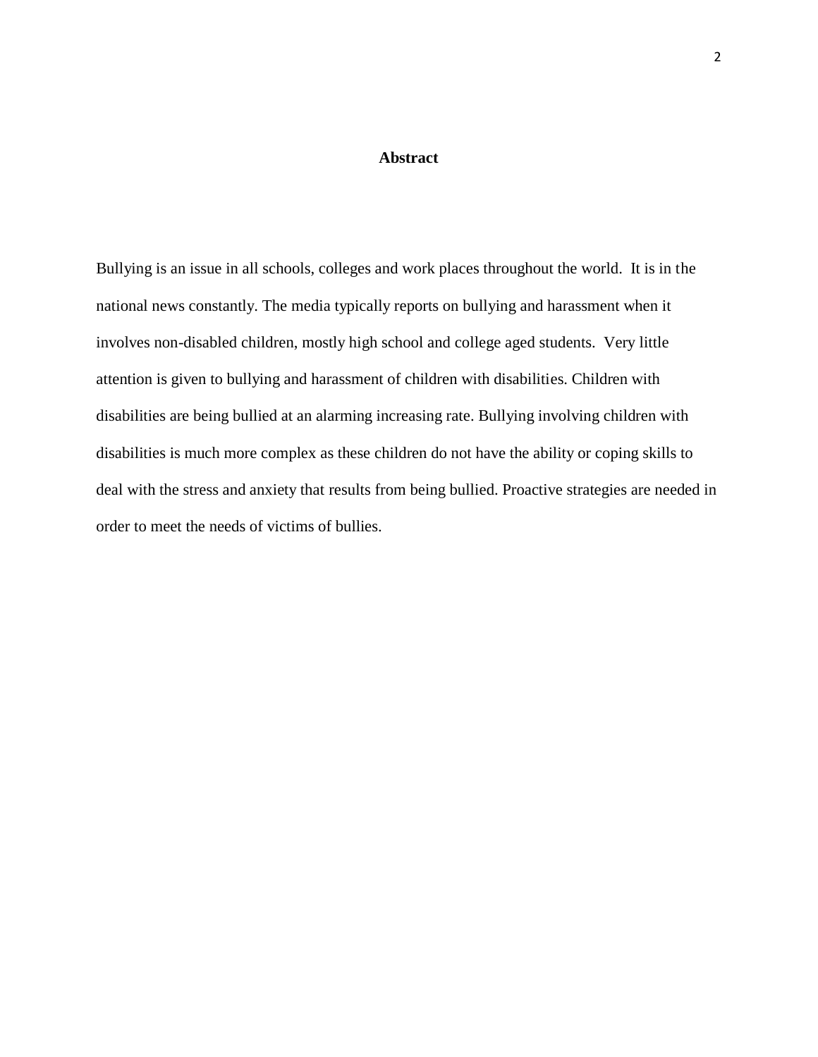# Abstract

Bullying is an issue in all schools, colleges and work places throughout the world. It is in the national news constantly. The media typically reports on bullying and harassment when it involves non-disabled children, mostly high school and college aged students. Very little attention is given to bullying and harassment of children with disabilities. Children with disabilities are being bullied at an alarming increasing rate. Bullying involving children with disabilities is much more complex as these children do not have the ability or coping skills to deal with the stress and anxiety that results from being bullied. Proactive strategies are needed in order to meet the needs of victims of bullies.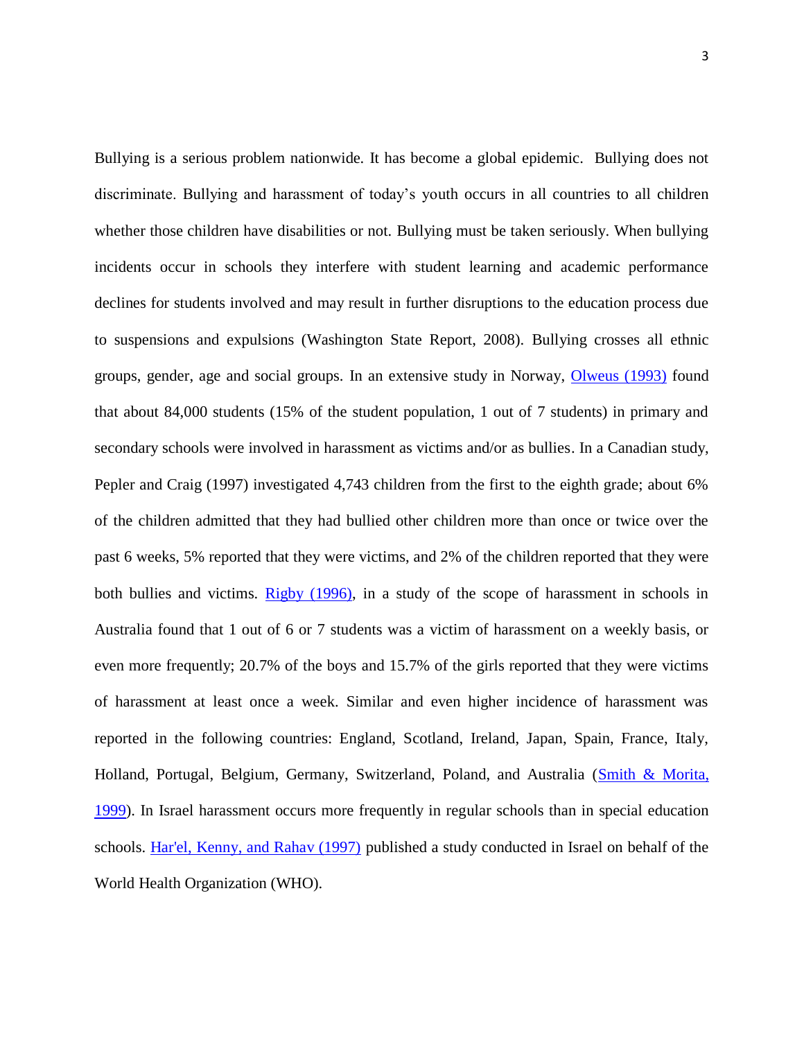Bullying is a serious problem nationwide. It has become a global epidemic. Bullying does not discriminate. Bullying and harassment of today's youth occurs in all countries to all children whether those children have disabilities or not. Bullying must be taken seriously. When bullying incidents occur in schools they interfere with student learning and academic performance declines for students involved and may result in further disruptions to the education process due to suspensions and expulsions (Washington State Report, 2008). Bullying crosses all ethnic groups, gender, age and social groups. In an extensive study in Norway, Olweus (1993) found that about 84,000 students (15% of the student population, 1 out of 7 students) in primary and secondary schools were involved in harassment as victims and/or as bullies. In a Canadian study, Pepler and Craig (1997) investigated 4,743 children from the first to the eighth grade; about 6% of the children admitted that they had bullied other children more than once or twice over the past 6 weeks, 5% reported that they were victims, and 2% of the children reported that they were both bullies and victims. Rigby (1996), in a study of the scope of harassment in schools in Australia found that 1 out of 6 or 7 students was a victim of harassment on a weekly basis, or even more frequently; 20.7% of the boys and 15.7% of the girls reported that they were victims of harassment at least once a week. Similar and even higher incidence of harassment was reported in the following countries: England, Scotland, Ireland, Japan, Spain, France, Italy, Holland, Portugal, Belgium, Germany, Switzerland, Poland, and Australia (Smith & Morita, 1999). In Israel harassment occurs more frequently in regular schools than in special education schools. Har'el, Kenny, and Rahav (1997) published a study conducted in Israel on behalf of the World Health Organization (WHO).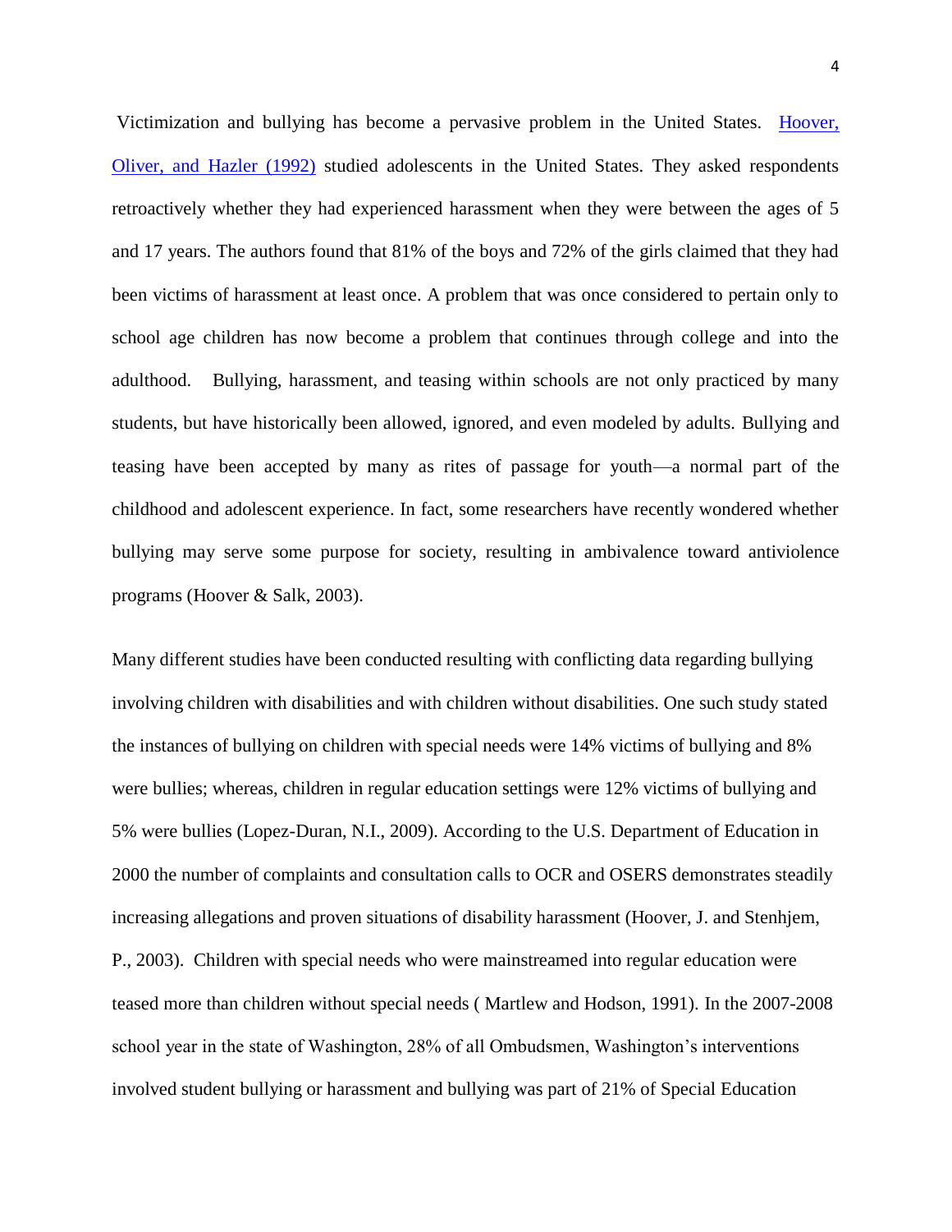Victimization and bullying has become a pervasive problem in the United States. [Hoover, Oliver, and Hazler (1992)] studied adolescents in the United States. They asked respondents retroactively whether they had experienced harassment when they were between the ages of 5 and 17 years. The authors found that 81% of the boys and 72% of the girls claimed that they had been victims of harassment at least once. A problem that was once considered to pertain only to school age children has now become a problem that continues through college and into the adulthood. Bullying, harassment, and teasing within schools are not only practiced by many students, but have historically been allowed, ignored, and even modeled by adults. Bullying and teasing have been accepted by many as rites of passage for youth—a normal part of the childhood and adolescent experience. In fact, some researchers have recently wondered whether bullying may serve some purpose for society, resulting in ambivalence toward antiviolence programs (Hoover & Salk, 2003).

Many different studies have been conducted resulting with conflicting data regarding bullying involving children with disabilities and with children without disabilities. One such study stated the instances of bullying on children with special needs were 14% victims of bullying and 8% were bullies; whereas, children in regular education settings were 12% victims of bullying and 5% were bullies (Lopez-Duran, N.I., 2009). According to the U.S. Department of Education in 2000 the number of complaints and consultation calls to OCR and OSERS demonstrates steadily increasing allegations and proven situations of disability harassment (Hoover, J. and Stenhjem, P., 2003). Children with special needs who were mainstreamed into regular education were teased more than children without special needs ( Martlew and Hodson, 1991). In the 2007-2008 school year in the state of Washington, 28% of all Ombudsmen, Washington's interventions involved student bullying or harassment and bullying was part of 21% of Special Education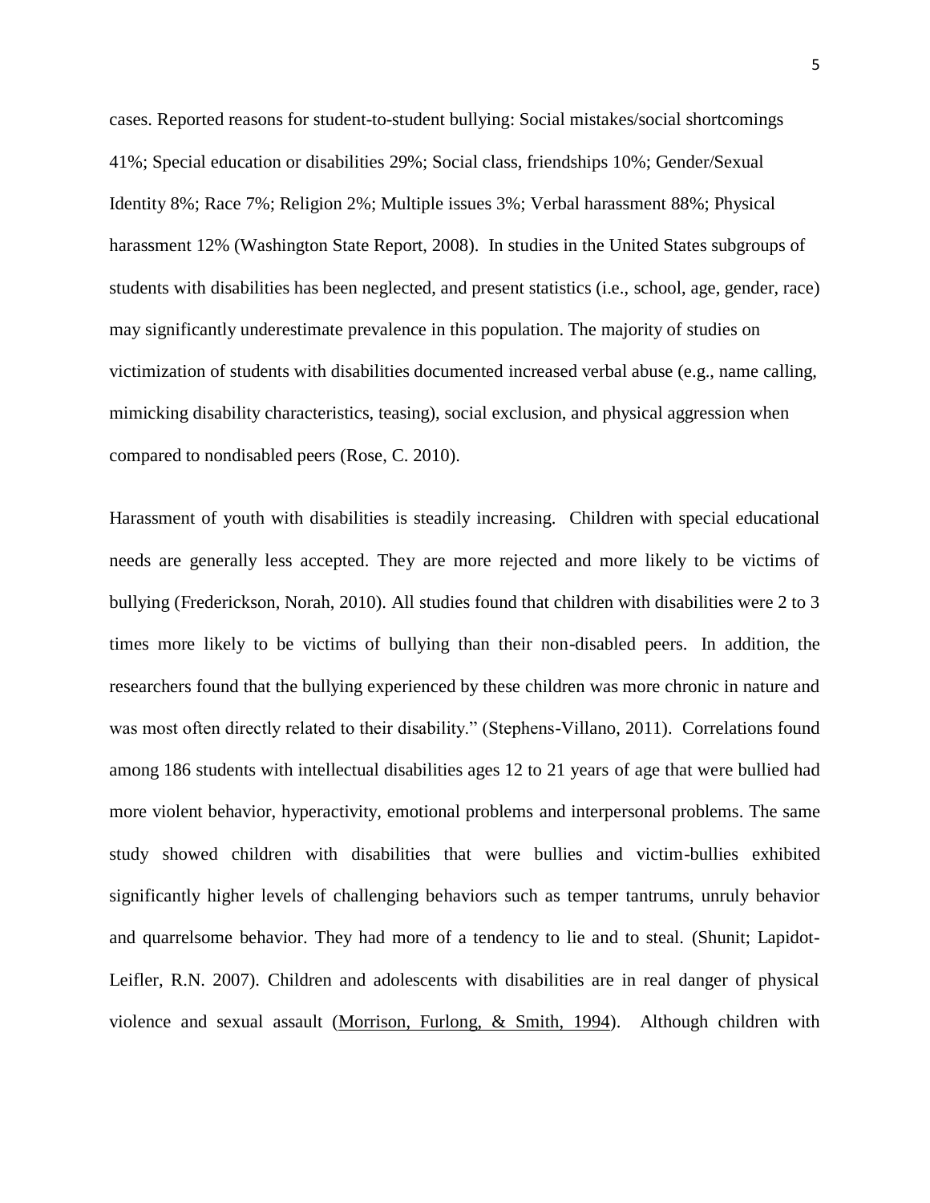cases. Reported reasons for student-to-student bullying: Social mistakes/social shortcomings 41%; Special education or disabilities 29%; Social class, friendships 10%; Gender/Sexual Identity 8%; Race 7%; Religion 2%; Multiple issues 3%; Verbal harassment 88%; Physical harassment 12% (Washington State Report, 2008). In studies in the United States subgroups of students with disabilities has been neglected, and present statistics (i.e., school, age, gender, race) may significantly underestimate prevalence in this population. The majority of studies on victimization of students with disabilities documented increased verbal abuse (e.g., name calling, mimicking disability characteristics, teasing), social exclusion, and physical aggression when compared to nondisabled peers (Rose, C. 2010).

Harassment of youth with disabilities is steadily increasing. Children with special educational needs are generally less accepted. They are more rejected and more likely to be victims of bullying (Frederickson, Norah, 2010). All studies found that children with disabilities were 2 to 3 times more likely to be victims of bullying than their non-disabled peers. In addition, the researchers found that the bullying experienced by these children was more chronic in nature and was most often directly related to their disability." (Stephens-Villano, 2011). Correlations found among 186 students with intellectual disabilities ages 12 to 21 years of age that were bullied had more violent behavior, hyperactivity, emotional problems and interpersonal problems. The same study showed children with disabilities that were bullies and victim-bullies exhibited significantly higher levels of challenging behaviors such as temper tantrums, unruly behavior and quarrelsome behavior. They had more of a tendency to lie and to steal. (Shunit; Lapidot-Leifler, R.N. 2007). Children and adolescents with disabilities are in real danger of physical violence and sexual assault (Morrison, Furlong, & Smith, 1994). Although children with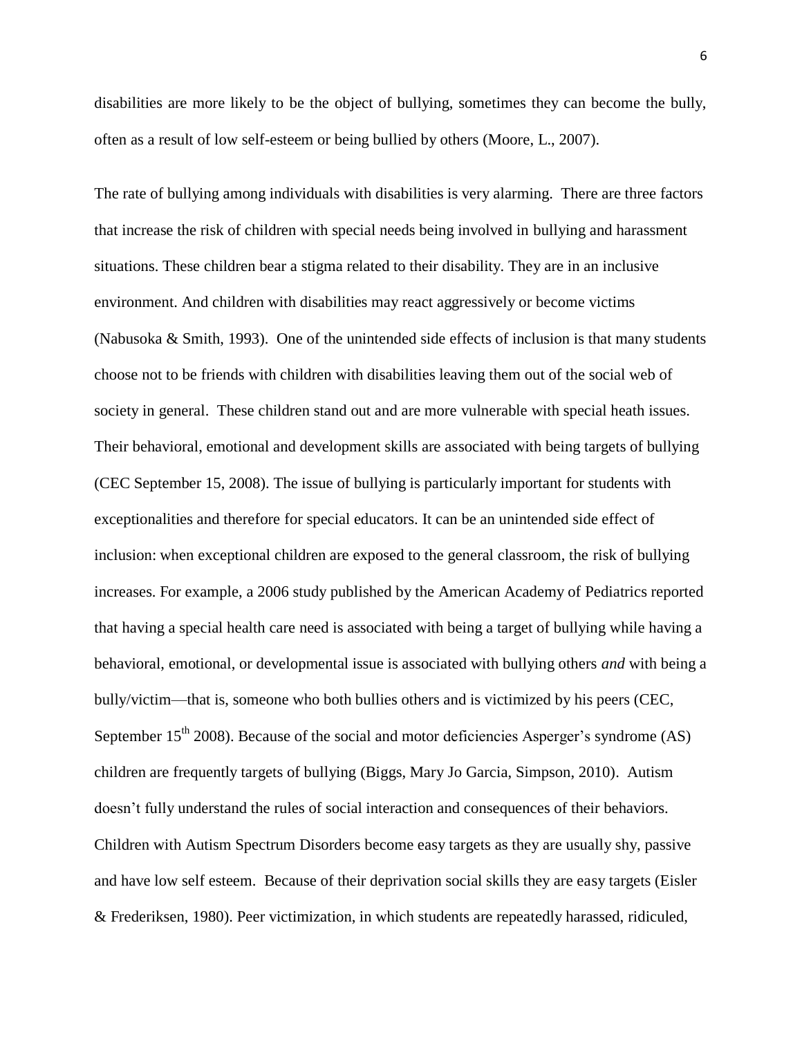disabilities are more likely to be the object of bullying, sometimes they can become the bully, often as a result of low self-esteem or being bullied by others (Moore, L., 2007).

The rate of bullying among individuals with disabilities is very alarming. There are three factors that increase the risk of children with special needs being involved in bullying and harassment situations. These children bear a stigma related to their disability. They are in an inclusive environment. And children with disabilities may react aggressively or become victims (Nabusoka & Smith, 1993). One of the unintended side effects of inclusion is that many students choose not to be friends with children with disabilities leaving them out of the social web of society in general. These children stand out and are more vulnerable with special heath issues. Their behavioral, emotional and development skills are associated with being targets of bullying (CEC September 15, 2008). The issue of bullying is particularly important for students with exceptionalities and therefore for special educators. It can be an unintended side effect of inclusion: when exceptional children are exposed to the general classroom, the risk of bullying increases. For example, a 2006 study published by the American Academy of Pediatrics reported that having a special health care need is associated with being a target of bullying while having a behavioral, emotional, or developmental issue is associated with bullying others *and* with being a bully/victim—that is, someone who both bullies others and is victimized by his peers (CEC, September 15th 2008). Because of the social and motor deficiencies Asperger's syndrome (AS) children are frequently targets of bullying (Biggs, Mary Jo Garcia, Simpson, 2010). Autism doesn't fully understand the rules of social interaction and consequences of their behaviors. Children with Autism Spectrum Disorders become easy targets as they are usually shy, passive and have low self esteem. Because of their deprivation social skills they are easy targets (Eisler & Frederiksen, 1980). Peer victimization, in which students are repeatedly harassed, ridiculed,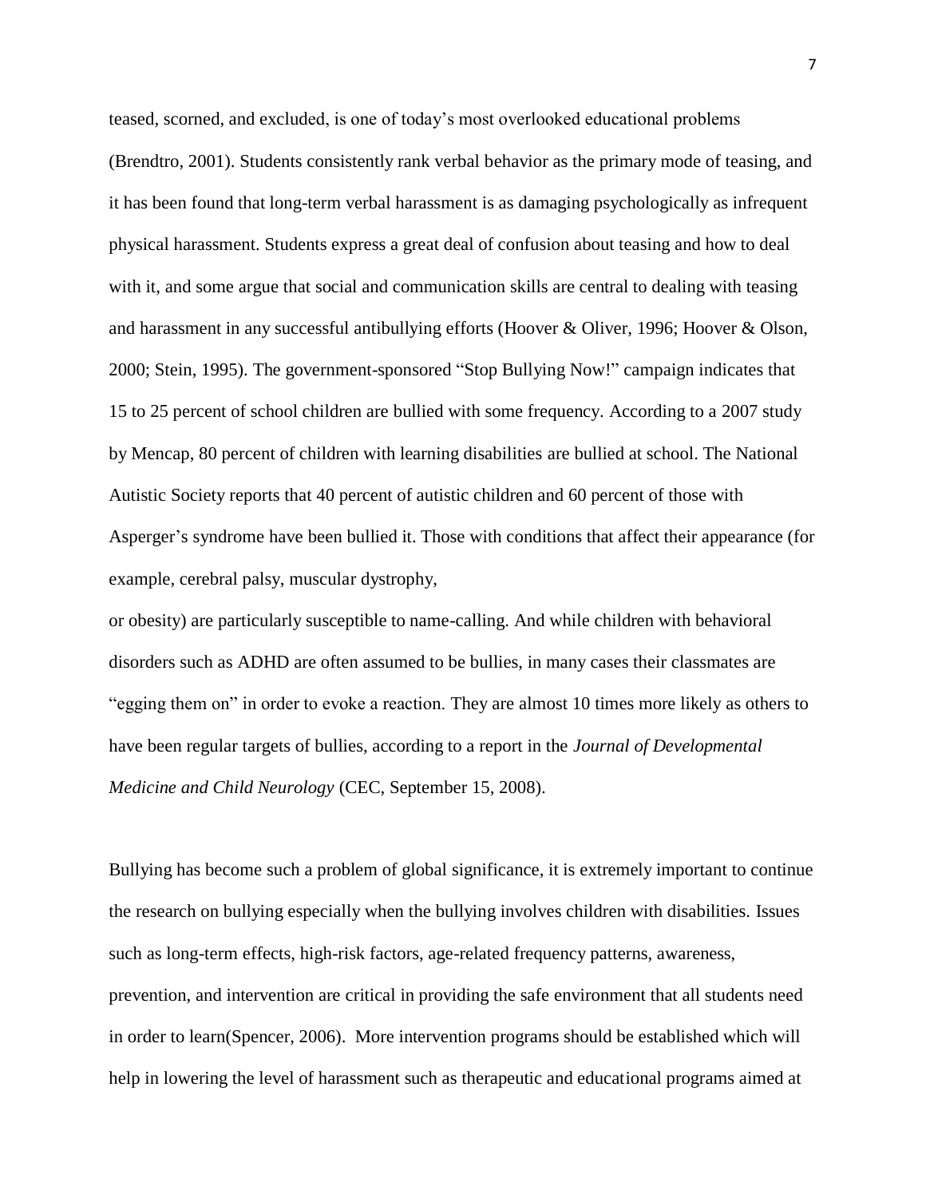teased, scorned, and excluded, is one of today's most overlooked educational problems (Brendtro, 2001). Students consistently rank verbal behavior as the primary mode of teasing, and it has been found that long-term verbal harassment is as damaging psychologically as infrequent physical harassment. Students express a great deal of confusion about teasing and how to deal with it, and some argue that social and communication skills are central to dealing with teasing and harassment in any successful antibullying efforts (Hoover & Oliver, 1996; Hoover & Olson, 2000; Stein, 1995). The government-sponsored "Stop Bullying Now!" campaign indicates that 15 to 25 percent of school children are bullied with some frequency. According to a 2007 study by Mencap, 80 percent of children with learning disabilities are bullied at school. The National Autistic Society reports that 40 percent of autistic children and 60 percent of those with Asperger's syndrome have been bullied it. Those with conditions that affect their appearance (for example, cerebral palsy, muscular dystrophy, or obesity) are particularly susceptible to name-calling. And while children with behavioral disorders such as ADHD are often assumed to be bullies, in many cases their classmates are "egging them on" in order to evoke a reaction. They are almost 10 times more likely as others to have been regular targets of bullies, according to a report in the *Journal of Developmental Medicine and Child Neurology* (CEC, September 15, 2008).

Bullying has become such a problem of global significance, it is extremely important to continue the research on bullying especially when the bullying involves children with disabilities. Issues such as long-term effects, high-risk factors, age-related frequency patterns, awareness, prevention, and intervention are critical in providing the safe environment that all students need in order to learn(Spencer, 2006). More intervention programs should be established which will help in lowering the level of harassment such as therapeutic and educational programs aimed at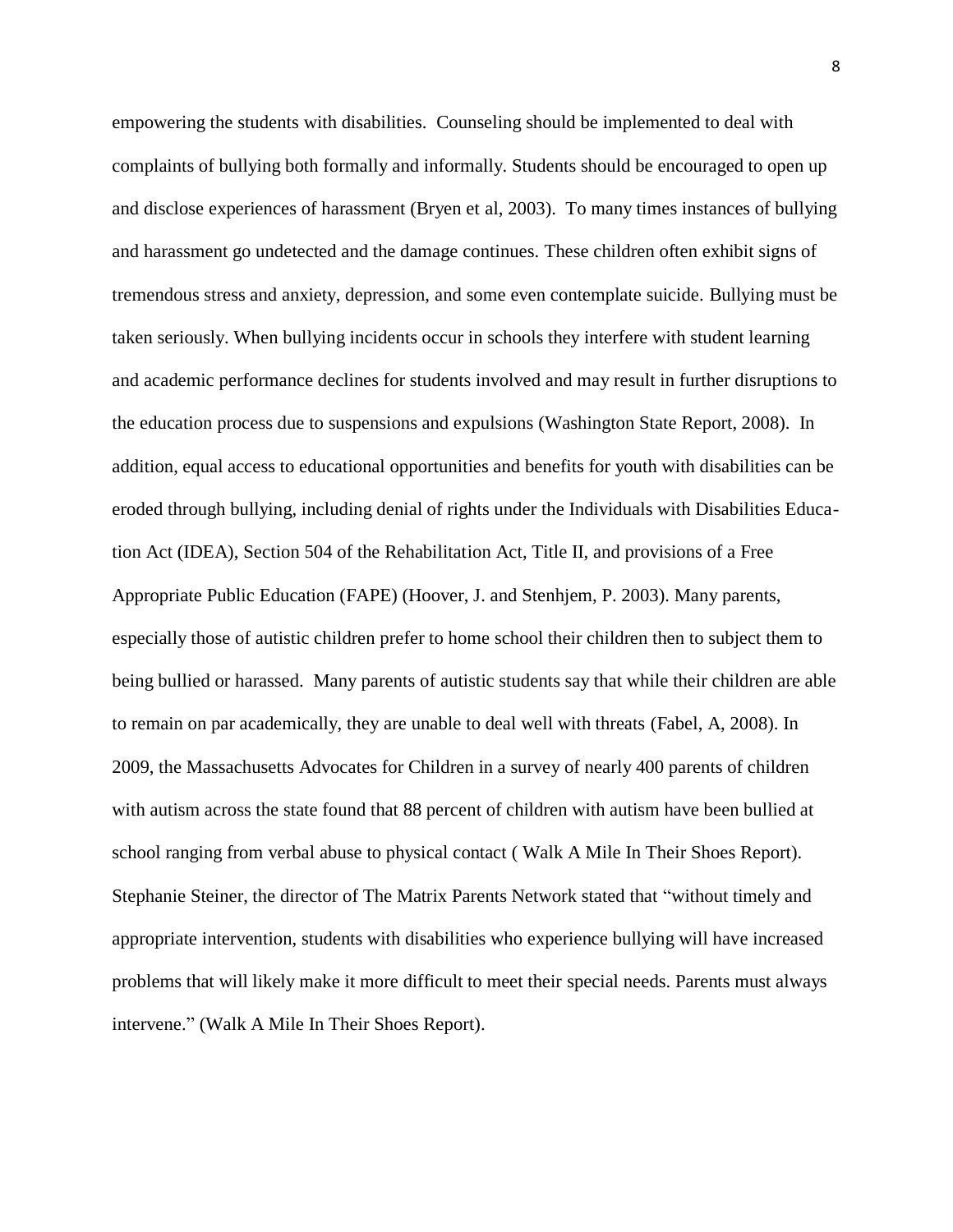empowering the students with disabilities. Counseling should be implemented to deal with complaints of bullying both formally and informally. Students should be encouraged to open up and disclose experiences of harassment (Bryen et al, 2003). To many times instances of bullying and harassment go undetected and the damage continues. These children often exhibit signs of tremendous stress and anxiety, depression, and some even contemplate suicide. Bullying must be taken seriously. When bullying incidents occur in schools they interfere with student learning and academic performance declines for students involved and may result in further disruptions to the education process due to suspensions and expulsions (Washington State Report, 2008). In addition, equal access to educational opportunities and benefits for youth with disabilities can be eroded through bullying, including denial of rights under the Individuals with Disabilities Education Act (IDEA), Section 504 of the Rehabilitation Act, Title II, and provisions of a Free Appropriate Public Education (FAPE) (Hoover, J. and Stenhjem, P. 2003). Many parents, especially those of autistic children prefer to home school their children then to subject them to being bullied or harassed. Many parents of autistic students say that while their children are able to remain on par academically, they are unable to deal well with threats (Fabel, A, 2008). In 2009, the Massachusetts Advocates for Children in a survey of nearly 400 parents of children with autism across the state found that 88 percent of children with autism have been bullied at school ranging from verbal abuse to physical contact ( Walk A Mile In Their Shoes Report). Stephanie Steiner, the director of The Matrix Parents Network stated that "without timely and appropriate intervention, students with disabilities who experience bullying will have increased problems that will likely make it more difficult to meet their special needs. Parents must always intervene." (Walk A Mile In Their Shoes Report).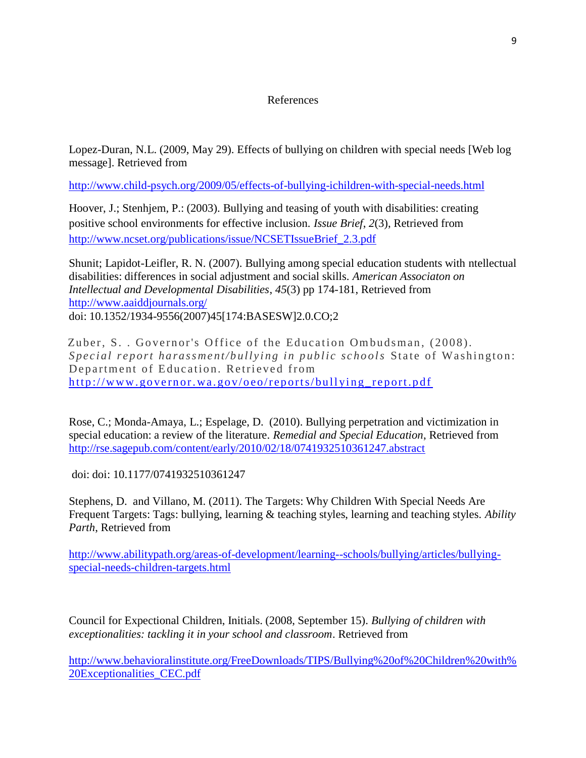# References

Lopez-Duran, N.L. (2009, May 29). Effects of bullying on children with special needs [Web log message]. Retrieved from

http://www.child-psych.org/2009/05/effects-of-bullying-ichildren-with-special-needs.html

Hoover, J.; Stenhjem, P.: (2003). Bullying and teasing of youth with disabilities: creating positive school environments for effective inclusion. *Issue Brief*, *2*(3), Retrieved from http://www.ncset.org/publications/issue/NCSETIssueBrief_2.3.pdf

Shunit; Lapidot-Leifler, R. N. (2007). Bullying among special education students with ntellectual disabilities: differences in social adjustment and social skills. *American Associaton on Intellectual and Developmental Disabilities*, *45*(3) pp 174-181, Retrieved from http://www.aaiddjournals.org/
doi: 10.1352/1934-9556(2007)45[174:BASESW]2.0.CO;2

Zuber, S. . Governor's Office of the Education Ombudsman, (2008). *Special report harassment/bullying in public schools* State of Washington: Department of Education. Retrieved from http://www.governor.wa.gov/oeo/reports/bullying_report.pdf

Rose, C.; Monda-Amaya, L.; Espelage, D. (2010). Bullying perpetration and victimization in special education: a review of the literature. *Remedial and Special Education*, Retrieved from http://rse.sagepub.com/content/early/2010/02/18/0741932510361247.abstract

doi: doi: 10.1177/0741932510361247

Stephens, D. and Villano, M. (2011). The Targets: Why Children With Special Needs Are Frequent Targets: Tags: bullying, learning & teaching styles, learning and teaching styles. *Ability Parth*, Retrieved from

http://www.abilitypath.org/areas-of-development/learning--schools/bullying/articles/bullying-special-needs-children-targets.html

Council for Expectional Children, Initials. (2008, September 15). *Bullying of children with exceptionalities: tackling it in your school and classroom*. Retrieved from

http://www.behavioralinstitute.org/FreeDownloads/TIPS/Bullying%20of%20Children%20with%20Exceptionalities_CEC.pdf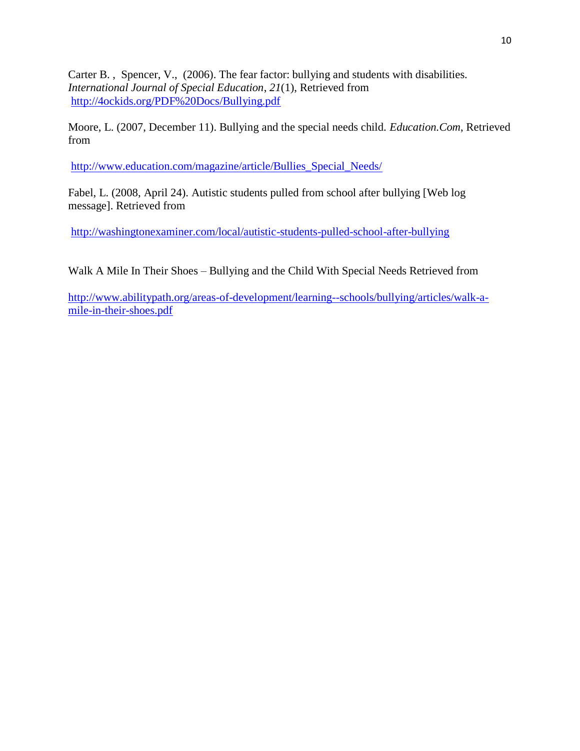Carter B. , Spencer, V., (2006). The fear factor: bullying and students with disabilities. *International Journal of Special Education*, *21*(1), Retrieved from http://4ockids.org/PDF%20Docs/Bullying.pdf

Moore, L. (2007, December 11). Bullying and the special needs child. *Education.Com*, Retrieved from

http://www.education.com/magazine/article/Bullies_Special_Needs/

Fabel, L. (2008, April 24). Autistic students pulled from school after bullying [Web log message]. Retrieved from

http://washingtonexaminer.com/local/autistic-students-pulled-school-after-bullying

Walk A Mile In Their Shoes – Bullying and the Child With Special Needs Retrieved from

http://www.abilitypath.org/areas-of-development/learning--schools/bullying/articles/walk-a-mile-in-their-shoes.pdf